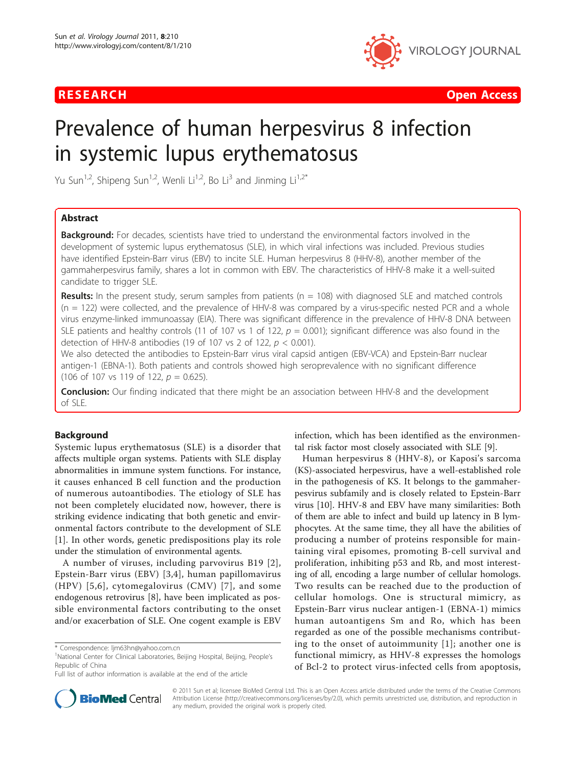**RESEARCH** **Open Access**

# Prevalence of human herpesvirus 8 infection in systemic lupus erythematosus

Yu Sun[1,2], Shipeng Sun[1,2], Wenli Li[1,2], Bo Li[3] and Jinming Li[1,2*]

## Abstract

**Background:** For decades, scientists have tried to understand the environmental factors involved in the development of systemic lupus erythematosus (SLE), in which viral infections was included. Previous studies have identified Epstein-Barr virus (EBV) to incite SLE. Human herpesvirus 8 (HHV-8), another member of the gammaherpesvirus family, shares a lot in common with EBV. The characteristics of HHV-8 make it a well-suited candidate to trigger SLE.

**Results:** In the present study, serum samples from patients (n = 108) with diagnosed SLE and matched controls (n = 122) were collected, and the prevalence of HHV-8 was compared by a virus-specific nested PCR and a whole virus enzyme-linked immunoassay (EIA). There was significant difference in the prevalence of HHV-8 DNA between SLE patients and healthy controls (11 of 107 vs 1 of 122, $p = 0.001$); significant difference was also found in the detection of HHV-8 antibodies (19 of 107 vs 2 of 122, $p < 0.001$).

We also detected the antibodies to Epstein-Barr virus viral capsid antigen (EBV-VCA) and Epstein-Barr nuclear antigen-1 (EBNA-1). Both patients and controls showed high seroprevalence with no significant difference (106 of 107 vs 119 of 122, $p = 0.625$).

**Conclusion:** Our finding indicated that there might be an association between HHV-8 and the development of SLE.

## Background

Systemic lupus erythematosus (SLE) is a disorder that affects multiple organ systems. Patients with SLE display abnormalities in immune system functions. For instance, it causes enhanced B cell function and the production of numerous autoantibodies. The etiology of SLE has not been completely elucidated now, however, there is striking evidence indicating that both genetic and environmental factors contribute to the development of SLE [1]. In other words, genetic predispositions play its role under the stimulation of environmental agents.

A number of viruses, including parvovirus B19 [2], Epstein-Barr virus (EBV) [3,4], human papillomavirus (HPV) [5,6], cytomegalovirus (CMV) [7], and some endogenous retrovirus [8], have been implicated as possible environmental factors contributing to the onset and/or exacerbation of SLE. One cogent example is EBV infection, which has been identified as the environmental risk factor most closely associated with SLE [9].

Human herpesvirus 8 (HHV-8), or Kaposi's sarcoma (KS)-associated herpesvirus, have a well-established role in the pathogenesis of KS. It belongs to the gammaherpesvirus subfamily and is closely related to Epstein-Barr virus [10]. HHV-8 and EBV have many similarities: Both of them are able to infect and build up latency in B lymphocytes. At the same time, they all have the abilities of producing a number of proteins responsible for maintaining viral episomes, promoting B-cell survival and proliferation, inhibiting p53 and Rb, and most interesting of all, encoding a large number of cellular homologs. Two results can be reached due to the production of cellular homologs. One is structural mimicry, as Epstein-Barr virus nuclear antigen-1 (EBNA-1) mimics human autoantigens Sm and Ro, which has been regarded as one of the possible mechanisms contributing to the onset of autoimmunity [1]; another one is functional mimicry, as HHV-8 expresses the homologs of Bcl-2 to protect virus-infected cells from apoptosis,

* Correspondence: ljm63hn@yahoo.com.cn
[1]National Center for Clinical Laboratories, Beijing Hospital, Beijing, People's Republic of China
Full list of author information is available at the end of the article

© 2011 Sun et al; licensee BioMed Central Ltd. This is an Open Access article distributed under the terms of the Creative Commons Attribution License (http://creativecommons.org/licenses/by/2.0), which permits unrestricted use, distribution, and reproduction in any medium, provided the original work is properly cited.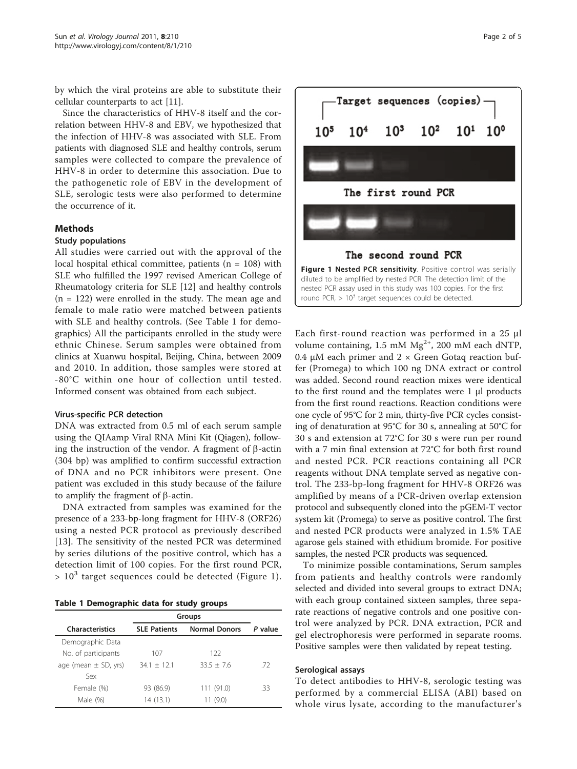by which the viral proteins are able to substitute their cellular counterparts to act [11].

Since the characteristics of HHV-8 itself and the correlation between HHV-8 and EBV, we hypothesized that the infection of HHV-8 was associated with SLE. From patients with diagnosed SLE and healthy controls, serum samples were collected to compare the prevalence of HHV-8 in order to determine this association. Due to the pathogenetic role of EBV in the development of SLE, serologic tests were also performed to determine the occurrence of it.

## Methods

### Study populations

All studies were carried out with the approval of the local hospital ethical committee, patients (n = 108) with SLE who fulfilled the 1997 revised American College of Rheumatology criteria for SLE [12] and healthy controls (n = 122) were enrolled in the study. The mean age and female to male ratio were matched between patients with SLE and healthy controls. (See Table 1 for demographics) All the participants enrolled in the study were ethnic Chinese. Serum samples were obtained from clinics at Xuanwu hospital, Beijing, China, between 2009 and 2010. In addition, those samples were stored at -80°C within one hour of collection until tested. Informed consent was obtained from each subject.

#### Virus-specific PCR detection

DNA was extracted from 0.5 ml of each serum sample using the QIAamp Viral RNA Mini Kit (Qiagen), following the instruction of the vendor. A fragment of β-actin (304 bp) was amplified to confirm successful extraction of DNA and no PCR inhibitors were present. One patient was excluded in this study because of the failure to amplify the fragment of β-actin.

DNA extracted from samples was examined for the presence of a 233-bp-long fragment for HHV-8 (ORF26) using a nested PCR protocol as previously described [13]. The sensitivity of the nested PCR was determined by series dilutions of the positive control, which has a detection limit of 100 copies. For the first round PCR, $> 10^3$ target sequences could be detected (Figure 1).

**Table 1 Demographic data for study groups**

| | Groups | | |
|---|---|---|---|
| **Characteristics** | **SLE Patients** | **Normal Donors** | ***P* value** |
| Demographic Data | | | |
| No. of participants | 107 | 122 | |
| age (mean ± SD, yrs) | 34.1 ± 12.1 | 33.5 ± 7.6 | .72 |
| Sex | | | |
| Female (%) | 93 (86.9) | 111 (91.0) | .33 |
| Male (%) | 14 (13.1) | 11 (9.0) | |

**Figure 1 Nested PCR sensitivity**. Positive control was serially diluted to be amplified by nested PCR. The detection limit of the nested PCR assay used in this study was 100 copies. For the first round PCR, $> 10^3$ target sequences could be detected.

Each first-round reaction was performed in a 25 μl volume containing, 1.5 mM $Mg^{2+}$, 200 mM each dNTP, 0.4 μM each primer and 2 × Green Gotaq reaction buffer (Promega) to which 100 ng DNA extract or control was added. Second round reaction mixes were identical to the first round and the templates were 1 μl products from the first round reactions. Reaction conditions were one cycle of 95°C for 2 min, thirty-five PCR cycles consisting of denaturation at 95°C for 30 s, annealing at 50°C for 30 s and extension at 72°C for 30 s were run per round with a 7 min final extension at 72°C for both first round and nested PCR. PCR reactions containing all PCR reagents without DNA template served as negative control. The 233-bp-long fragment for HHV-8 ORF26 was amplified by means of a PCR-driven overlap extension protocol and subsequently cloned into the pGEM-T vector system kit (Promega) to serve as positive control. The first and nested PCR products were analyzed in 1.5% TAE agarose gels stained with ethidium bromide. For positive samples, the nested PCR products was sequenced.

To minimize possible contaminations, Serum samples from patients and healthy controls were randomly selected and divided into several groups to extract DNA; with each group contained sixteen samples, three separate reactions of negative controls and one positive control were analyzed by PCR. DNA extraction, PCR and gel electrophoresis were performed in separate rooms. Positive samples were then validated by repeat testing.

#### Serological assays

To detect antibodies to HHV-8, serologic testing was performed by a commercial ELISA (ABI) based on whole virus lysate, according to the manufacturer's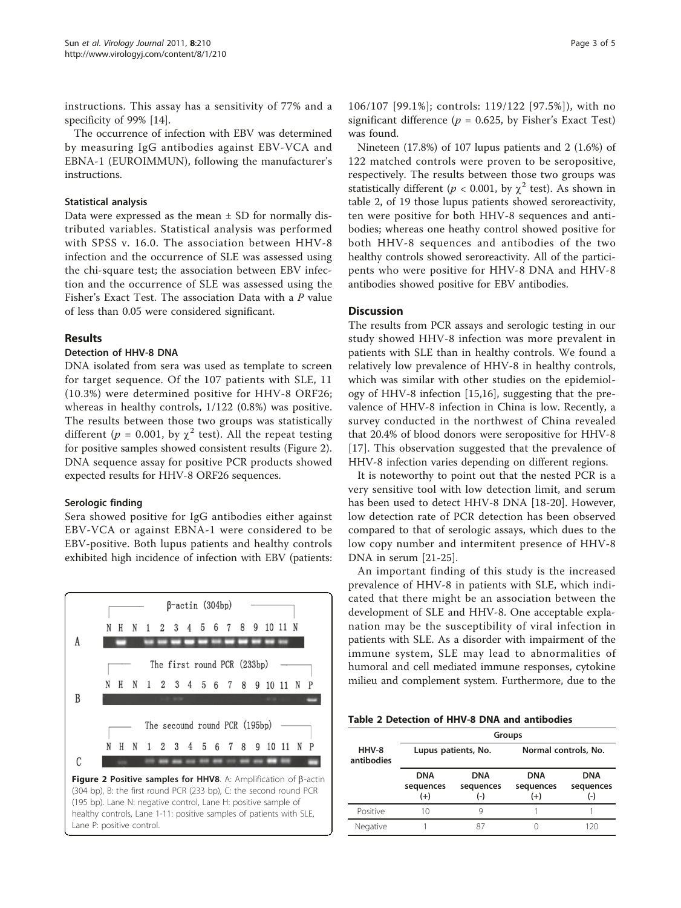instructions. This assay has a sensitivity of 77% and a specificity of 99% [14].

The occurrence of infection with EBV was determined by measuring IgG antibodies against EBV-VCA and EBNA-1 (EUROIMMUN), following the manufacturer's instructions.

### Statistical analysis

Data were expressed as the mean ± SD for normally distributed variables. Statistical analysis was performed with SPSS v. 16.0. The association between HHV-8 infection and the occurrence of SLE was assessed using the chi-square test; the association between EBV infection and the occurrence of SLE was assessed using the Fisher's Exact Test. The association Data with a *P* value of less than 0.05 were considered significant.

## Results

### Detection of HHV-8 DNA

DNA isolated from sera was used as template to screen for target sequence. Of the 107 patients with SLE, 11 (10.3%) were determined positive for HHV-8 ORF26; whereas in healthy controls, 1/122 (0.8%) was positive. The results between those two groups was statistically different ($p = 0.001$, by $\chi^2$ test). All the repeat testing for positive samples showed consistent results (Figure 2). DNA sequence assay for positive PCR products showed expected results for HHV-8 ORF26 sequences.

### Serologic finding

Sera showed positive for IgG antibodies either against EBV-VCA or against EBNA-1 were considered to be EBV-positive. Both lupus patients and healthy controls exhibited high incidence of infection with EBV (patients: 106/107 [99.1%]; controls: 119/122 [97.5%]), with no significant difference ($p = 0.625$, by Fisher's Exact Test) was found.

**Figure 2 Positive samples for HHV8**. A: Amplification of β-actin (304 bp), B: the first round PCR (233 bp), C: the second round PCR (195 bp). Lane N: negative control, Lane H: positive sample of healthy controls, Lane 1-11: positive samples of patients with SLE, Lane P: positive control.

Nineteen (17.8%) of 107 lupus patients and 2 (1.6%) of 122 matched controls were proven to be seropositive, respectively. The results between those two groups was statistically different ($p < 0.001$, by $\chi^2$ test). As shown in table 2, of 19 those lupus patients showed seroreactivity, ten were positive for both HHV-8 sequences and antibodies; whereas one heathy control showed positive for both HHV-8 sequences and antibodies of the two healthy controls showed seroreactivity. All of the participants who were positive for HHV-8 DNA and HHV-8 antibodies showed positive for EBV antibodies.

## Discussion

The results from PCR assays and serologic testing in our study showed HHV-8 infection was more prevalent in patients with SLE than in healthy controls. We found a relatively low prevalence of HHV-8 in healthy controls, which was similar with other studies on the epidemiology of HHV-8 infection [15,16], suggesting that the prevalence of HHV-8 infection in China is low. Recently, a survey conducted in the northwest of China revealed that 20.4% of blood donors were seropositive for HHV-8 [17]. This observation suggested that the prevalence of HHV-8 infection varies depending on different regions.

It is noteworthy to point out that the nested PCR is a very sensitive tool with low detection limit, and serum has been used to detect HHV-8 DNA [18-20]. However, low detection rate of PCR detection has been observed compared to that of serologic assays, which dues to the low copy number and intermitent presence of HHV-8 DNA in serum [21-25].

An important finding of this study is the increased prevalence of HHV-8 in patients with SLE, which indicated that there might be an association between the development of SLE and HHV-8. One acceptable explanation may be the susceptibility of viral infection in patients with SLE. As a disorder with impairment of the immune system, SLE may lead to abnormalities of humoral and cell mediated immune responses, cytokine milieu and complement system. Furthermore, due to the

**Table 2 Detection of HHV-8 DNA and antibodies**

| HHV-8 antibodies | Groups | | | |
|---|---|---|---|---|
| | Lupus patients, No. | | Normal controls, No. | |
| | DNA sequences (+) | DNA sequences (-) | DNA sequences (+) | DNA sequences (-) |
| Positive | 10 | 9 | 1 | 1 |
| Negative | 1 | 87 | 0 | 120 |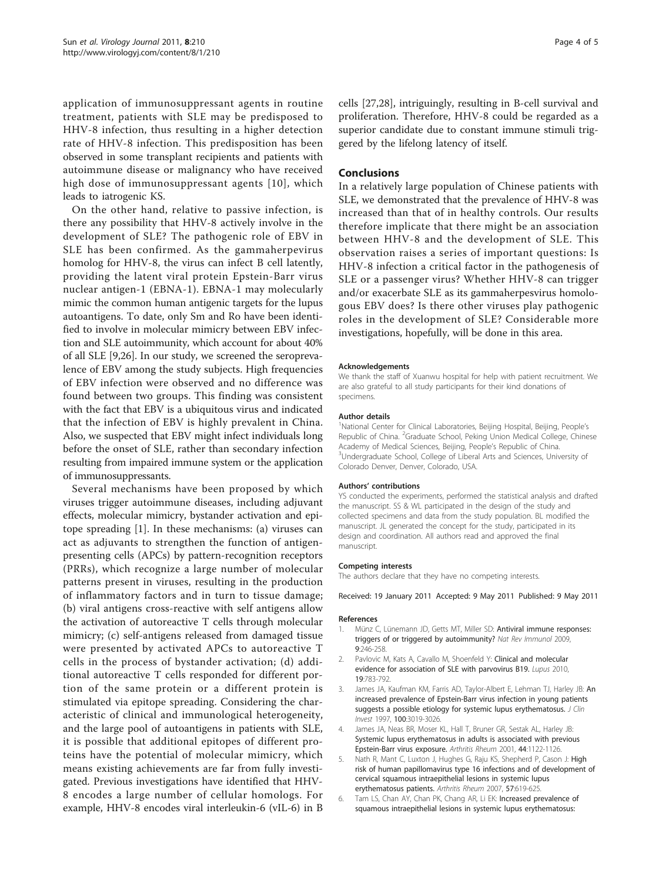application of immunosuppressant agents in routine treatment, patients with SLE may be predisposed to HHV-8 infection, thus resulting in a higher detection rate of HHV-8 infection. This predisposition has been observed in some transplant recipients and patients with autoimmune disease or malignancy who have received high dose of immunosuppressant agents [10], which leads to iatrogenic KS.

On the other hand, relative to passive infection, is there any possibility that HHV-8 actively involve in the development of SLE? The pathogenic role of EBV in SLE has been confirmed. As the gammaherpesvirus homolog for HHV-8, the virus can infect B cell latently, providing the latent viral protein Epstein-Barr virus nuclear antigen-1 (EBNA-1). EBNA-1 may molecularly mimic the common human antigenic targets for the lupus autoantigens. To date, only Sm and Ro have been identified to involve in molecular mimicry between EBV infection and SLE autoimmunity, which account for about 40% of all SLE [9,26]. In our study, we screened the seroprevalence of EBV among the study subjects. High frequencies of EBV infection were observed and no difference was found between two groups. This finding was consistent with the fact that EBV is a ubiquitous virus and indicated that the infection of EBV is highly prevalent in China. Also, we suspected that EBV might infect individuals long before the onset of SLE, rather than secondary infection resulting from impaired immune system or the application of immunosuppressants.

Several mechanisms have been proposed by which viruses trigger autoimmune diseases, including adjuvant effects, molecular mimicry, bystander activation and epitope spreading [1]. In these mechanisms: (a) viruses can act as adjuvants to strengthen the function of antigen-presenting cells (APCs) by pattern-recognition receptors (PRRs), which recognize a large number of molecular patterns present in viruses, resulting in the production of inflammatory factors and in turn to tissue damage; (b) viral antigens cross-reactive with self antigens allow the activation of autoreactive T cells through molecular mimicry; (c) self-antigens released from damaged tissue were presented by activated APCs to autoreactive T cells in the process of bystander activation; (d) additional autoreactive T cells responded for different portion of the same protein or a different protein is stimulated via epitope spreading. Considering the characteristic of clinical and immunological heterogeneity, and the large pool of autoantigens in patients with SLE, it is possible that additional epitopes of different proteins have the potential of molecular mimicry, which means existing achievements are far from fully investigated. Previous investigations have identified that HHV-8 encodes a large number of cellular homologs. For example, HHV-8 encodes viral interleukin-6 (vIL-6) in B cells [27,28], intriguingly, resulting in B-cell survival and proliferation. Therefore, HHV-8 could be regarded as a superior candidate due to constant immune stimuli triggered by the lifelong latency of itself.

## Conclusions

In a relatively large population of Chinese patients with SLE, we demonstrated that the prevalence of HHV-8 was increased than that of in healthy controls. Our results therefore implicate that there might be an association between HHV-8 and the development of SLE. This observation raises a series of important questions: Is HHV-8 infection a critical factor in the pathogenesis of SLE or a passenger virus? Whether HHV-8 can trigger and/or exacerbate SLE as its gammaherpesvirus homologous EBV does? Is there other viruses play pathogenic roles in the development of SLE? Considerable more investigations, hopefully, will be done in this area.

#### Acknowledgements

We thank the staff of Xuanwu hospital for help with patient recruitment. We are also grateful to all study participants for their kind donations of specimens.

#### Author details

[1]National Center for Clinical Laboratories, Beijing Hospital, Beijing, People's Republic of China. [2]Graduate School, Peking Union Medical College, Chinese Academy of Medical Sciences, Beijing, People's Republic of China. [3]Undergraduate School, College of Liberal Arts and Sciences, University of Colorado Denver, Denver, Colorado, USA.

#### Authors' contributions

YS conducted the experiments, performed the statistical analysis and drafted the manuscript. SS & WL participated in the design of the study and collected specimens and data from the study population. BL modified the manuscript. JL generated the concept for the study, participated in its design and coordination. All authors read and approved the final manuscript.

#### Competing interests

The authors declare that they have no competing interests.

Received: 19 January 2011 Accepted: 9 May 2011 Published: 9 May 2011

#### References

1. Münz C, Lünemann JD, Getts MT, Miller SD: **Antiviral immune responses: triggers of or triggered by autoimmunity?** *Nat Rev Immunol* 2009, **9**:246-258.
2. Pavlovic M, Kats A, Cavallo M, Shoenfeld Y: **Clinical and molecular evidence for association of SLE with parvovirus B19.** *Lupus* 2010, **19**:783-792.
3. James JA, Kaufman KM, Farris AD, Taylor-Albert E, Lehman TJ, Harley JB: **An increased prevalence of Epstein-Barr virus infection in young patients suggests a possible etiology for systemic lupus erythematosus.** *J Clin Invest* 1997, **100**:3019-3026.
4. James JA, Neas BR, Moser KL, Hall T, Bruner GR, Sestak AL, Harley JB: **Systemic lupus erythematosus in adults is associated with previous Epstein-Barr virus exposure.** *Arthritis Rheum* 2001, **44**:1122-1126.
5. Nath R, Mant C, Luxton J, Hughes G, Raju KS, Shepherd P, Cason J: **High risk of human papillomavirus type 16 infections and of development of cervical squamous intraepithelial lesions in systemic lupus erythematosus patients.** *Arthritis Rheum* 2007, **57**:619-625.
6. Tam LS, Chan AY, Chan PK, Chang AR, Li EK: **Increased prevalence of squamous intraepithelial lesions in systemic lupus erythematosus:**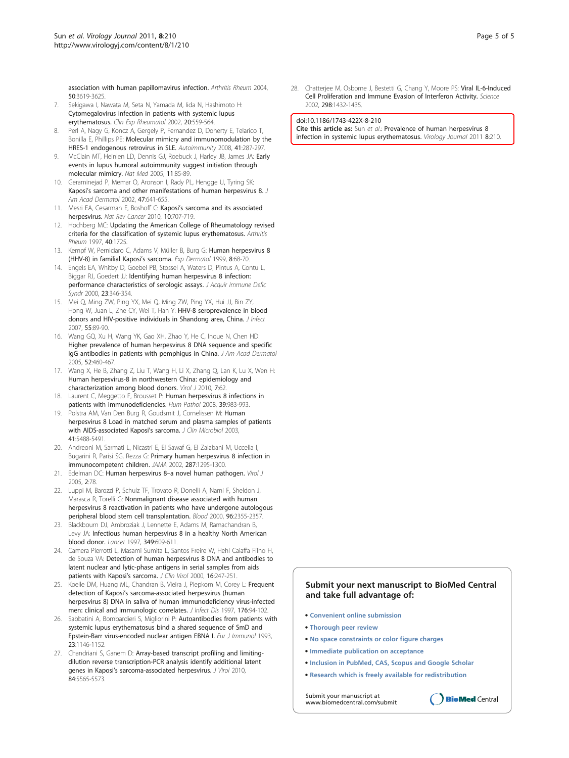association with human papillomavirus infection. *Arthritis Rheum* 2004, **50**:3619-3625.

7. Sekigawa I, Nawata M, Seta N, Yamada M, Iida N, Hashimoto H: **Cytomegalovirus infection in patients with systemic lupus erythematosus.** *Clin Exp Rheumatol* 2002, **20**:559-564.
8. Perl A, Nagy G, Koncz A, Gergely P, Fernandez D, Doherty E, Telarico T, Bonilla E, Phillips PE: **Molecular mimicry and immunomodulation by the HRES-1 endogenous retrovirus in SLE.** *Autoimmunity* 2008, **41**:287-297.
9. McClain MT, Heinlen LD, Dennis GJ, Roebuck J, Harley JB, James JA: **Early events in lupus humoral autoimmunity suggest initiation through molecular mimicry.** *Nat Med* 2005, **11**:85-89.
10. Geraminejad P, Memar O, Aronson I, Rady PL, Hengge U, Tyring SK: **Kaposi's sarcoma and other manifestations of human herpesvirus 8.** *J Am Acad Dermatol* 2002, **47**:641-655.
11. Mesri EA, Cesarman E, Boshoff C: **Kaposi's sarcoma and its associated herpesvirus.** *Nat Rev Cancer* 2010, **10**:707-719.
12. Hochberg MC: **Updating the American College of Rheumatology revised criteria for the classification of systemic lupus erythematosus.** *Arthritis Rheum* 1997, **40**:1725.
13. Kempf W, Perniciaro C, Adams V, Müller B, Burg G: **Human herpesvirus 8 (HHV-8) in familial Kaposi's sarcoma.** *Exp Dermatol* 1999, **8**:68-70.
14. Engels EA, Whitby D, Goebel PB, Stossel A, Waters D, Pintus A, Contu L, Biggar RJ, Goedert JJ: **Identifying human herpesvirus 8 infection: performance characteristics of serologic assays.** *J Acquir Immune Defic Syndr* 2000, **23**:346-354.
15. Mei Q, Ming ZW, Ping YX, Mei Q, Ming ZW, Ping YX, Hui JJ, Bin ZY, Hong W, Juan L, Zhe CY, Wei T, Han Y: **HHV-8 seroprevalence in blood donors and HIV-positive individuals in Shandong area, China.** *J Infect* 2007, **55**:89-90.
16. Wang GQ, Xu H, Wang YK, Gao XH, Zhao Y, He C, Inoue N, Chen HD: **Higher prevalence of human herpesvirus 8 DNA sequence and specific IgG antibodies in patients with pemphigus in China.** *J Am Acad Dermatol* 2005, **52**:460-467.
17. Wang X, He B, Zhang Z, Liu T, Wang H, Li X, Zhang Q, Lan K, Lu X, Wen H: **Human herpesvirus-8 in northwestern China: epidemiology and characterization among blood donors.** *Virol J* 2010, **7**:62.
18. Laurent C, Meggetto F, Brousset P: **Human herpesvirus 8 infections in patients with immunodeficiencies.** *Hum Pathol* 2008, **39**:983-993.
19. Polstra AM, Van Den Burg R, Goudsmit J, Cornelissen M: **Human herpesvirus 8 Load in matched serum and plasma samples of patients with AIDS-associated Kaposi's sarcoma.** *J Clin Microbiol* 2003, **41**:5488-5491.
20. Andreoni M, Sarmati L, Nicastri E, El Sawaf G, El Zalabani M, Uccella I, Bugarini R, Parisi SG, Rezza G: **Primary human herpesvirus 8 infection in immunocompetent children.** *JAMA* 2002, **287**:1295-1300.
21. Edelman DC: **Human herpesvirus 8–a novel human pathogen.** *Virol J* 2005, **2**:78.
22. Luppi M, Barozzi P, Schulz TF, Trovato R, Donelli A, Narni F, Sheldon J, Marasca R, Torelli G: **Nonmalignant disease associated with human herpesvirus 8 reactivation in patients who have undergone autologous peripheral blood stem cell transplantation.** *Blood* 2000, **96**:2355-2357.
23. Blackbourn DJ, Ambroziak J, Lennette E, Adams M, Ramachandran B, Levy JA: **Infectious human herpesvirus 8 in a healthy North American blood donor.** *Lancet* 1997, **349**:609-611.
24. Camera Pierrotti L, Masami Sumita L, Santos Freire W, Hehl Caiaffa Filho H, de Souza VA: **Detection of human herpesvirus 8 DNA and antibodies to latent nuclear and lytic-phase antigens in serial samples from aids patients with Kaposi's sarcoma.** *J Clin Virol* 2000, **16**:247-251.
25. Koelle DM, Huang ML, Chandran B, Vieira J, Piepkorn M, Corey L: **Frequent detection of Kaposi's sarcoma-associated herpesvirus (human herpesvirus 8) DNA in saliva of human immunodeficiency virus-infected men: clinical and immunologic correlates.** *J Infect Dis* 1997, **176**:94-102.
26. Sabbatini A, Bombardieri S, Migliorini P: **Autoantibodies from patients with systemic lupus erythematosus bind a shared sequence of SmD and Epstein-Barr virus-encoded nuclear antigen EBNA I.** *Eur J Immunol* 1993, **23**:1146-1152.
27. Chandriani S, Ganem D: **Array-based transcript profiling and limiting-dilution reverse transcription-PCR analysis identify additional latent genes in Kaposi's sarcoma-associated herpesvirus.** *J Virol* 2010, **84**:5565-5573.
28. Chatterjee M, Osborne J, Bestetti G, Chang Y, Moore PS: **Viral IL-6-Induced Cell Proliferation and Immune Evasion of Interferon Activity.** *Science* 2002, **298**:1432-1435.

doi:10.1186/1743-422X-8-210
**Cite this article as:** Sun *et al.*: Prevalence of human herpesvirus 8 infection in systemic lupus erythematosus. *Virology Journal* 2011 **8**:210.

**Submit your next manuscript to BioMed Central and take full advantage of:**

- Convenient online submission
- Thorough peer review
- No space constraints or color figure charges
- Immediate publication on acceptance
- Inclusion in PubMed, CAS, Scopus and Google Scholar
- Research which is freely available for redistribution

Submit your manuscript at
www.biomedcentral.com/submit

BioMed Central